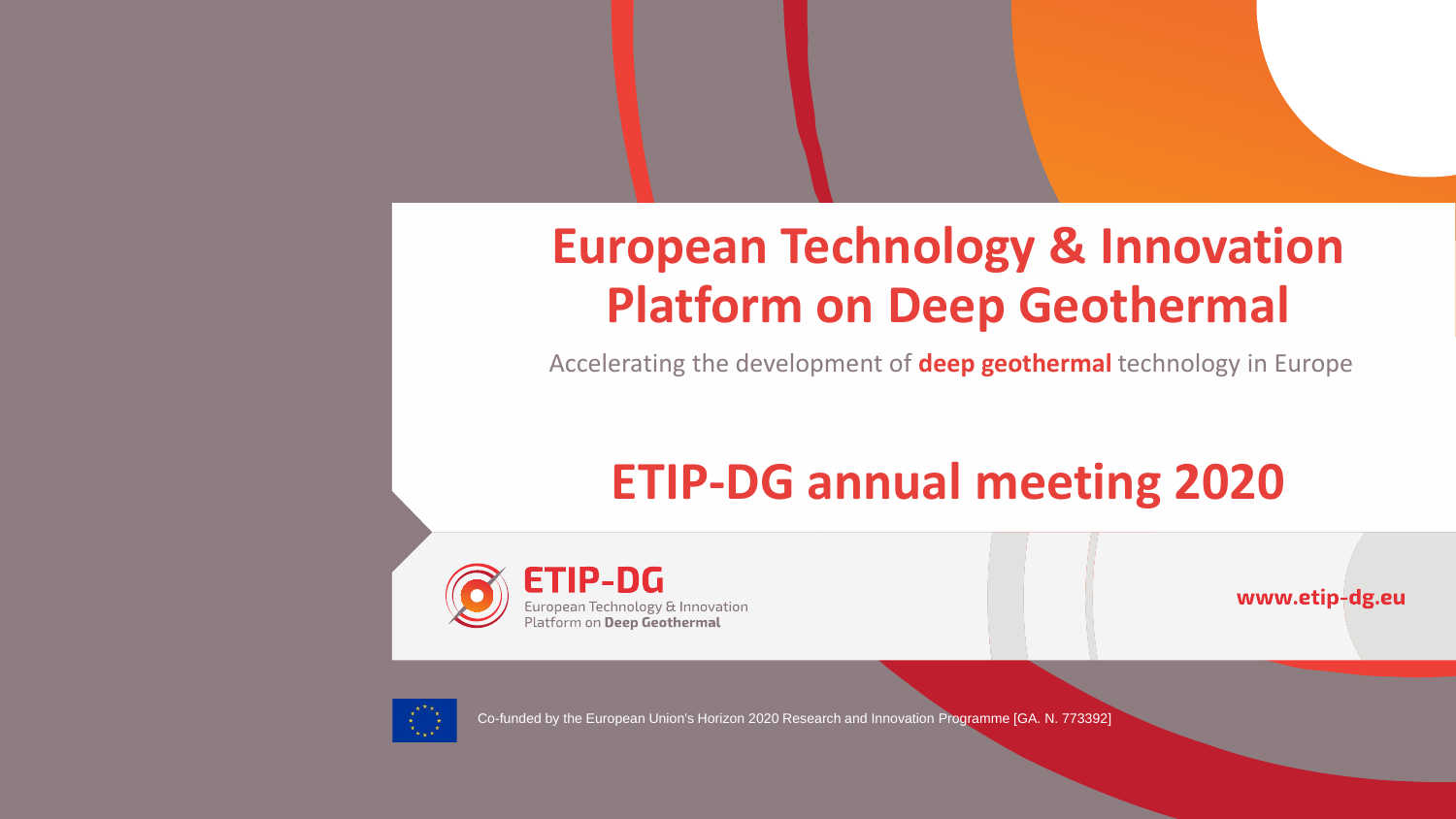# European Technology & Innovation Platform on Deep Geothermal

Accelerating the development of **deep geothermal** technology in Europe

## ETIP-DG annual meeting 2020

**ETIP-DG**
European Technology & Innovation Platform on **Deep Geothermal**

**www.etip-dg.eu**

Co-funded by the European Union's Horizon 2020 Research and Innovation Programme [GA. N. 773392]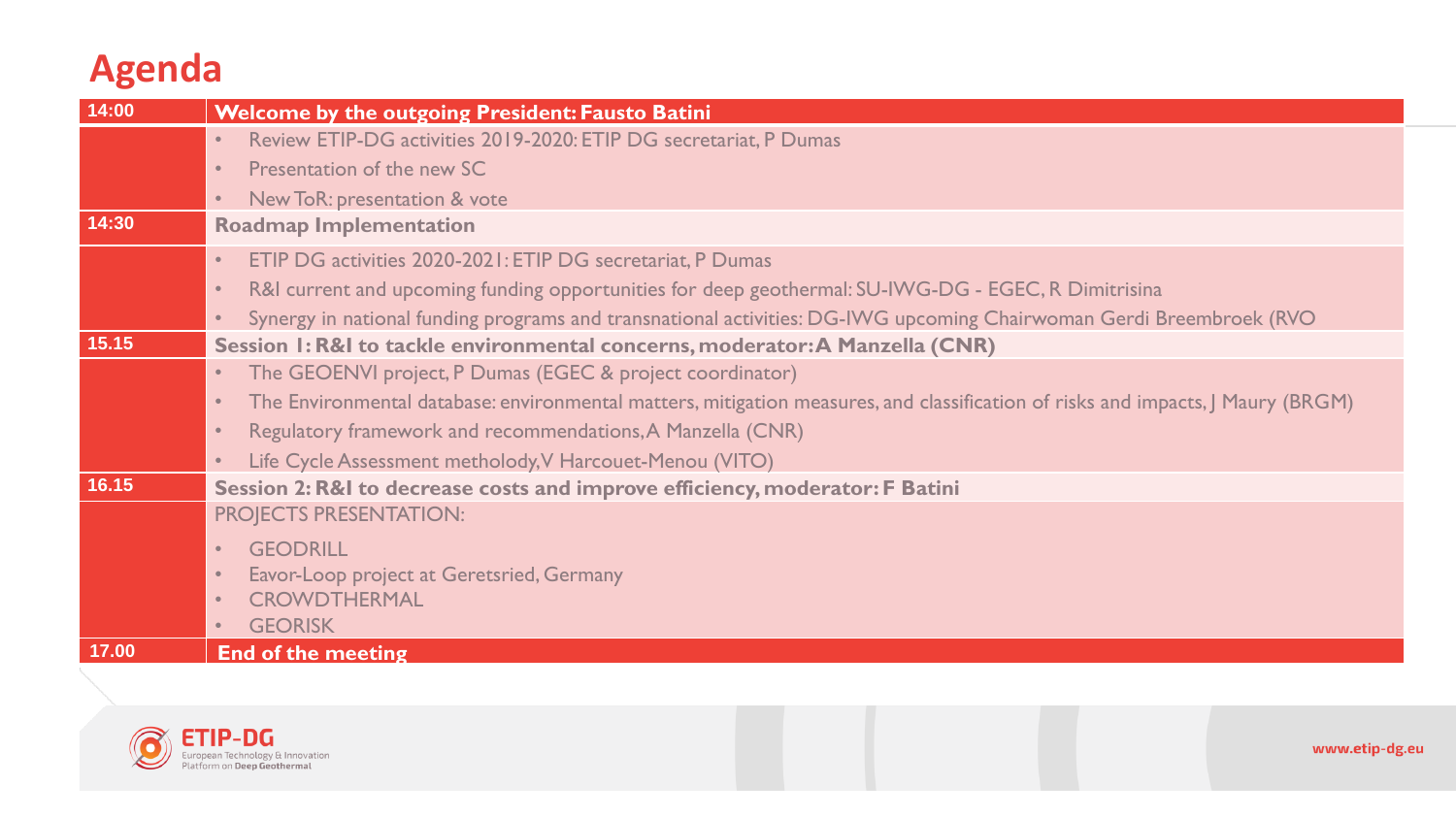# Agenda

| Time | Item |
| --- | --- |
| 14:00 | **Welcome by the outgoing President: Fausto Batini** |
| | • Review ETIP-DG activities 2019-2020: ETIP DG secretariat, P Dumas<br>• Presentation of the new SC<br>• New ToR: presentation & vote |
| 14:30 | **Roadmap Implementation** |
| | • ETIP DG activities 2020-2021: ETIP DG secretariat, P Dumas<br>• R&I current and upcoming funding opportunities for deep geothermal: SU-IWG-DG - EGEC, R Dimitrisina<br>• Synergy in national funding programs and transnational activities: DG-IWG upcoming Chairwoman Gerdi Breembroek (RVO |
| 15.15 | **Session 1: R&I to tackle environmental concerns, moderator: A Manzella (CNR)** |
| | • The GEOENVI project, P Dumas (EGEC & project coordinator)<br>• The Environmental database: environmental matters, mitigation measures, and classification of risks and impacts, J Maury (BRGM)<br>• Regulatory framework and recommendations, A Manzella (CNR)<br>• Life Cycle Assessment methodoly, V Harcouet-Menou (VITO) |
| 16.15 | **Session 2: R&I to decrease costs and improve efficiency, moderator: F Batini** |
| | PROJECTS PRESENTATION:<br>• GEODRILL<br>• Eavor-Loop project at Geretsried, Germany<br>• CROWDTHERMAL<br>• GEORISK |
| 17.00 | **End of the meeting** |

ETIP-DG
European Technology & Innovation Platform on Deep Geothermal

www.etip-dg.eu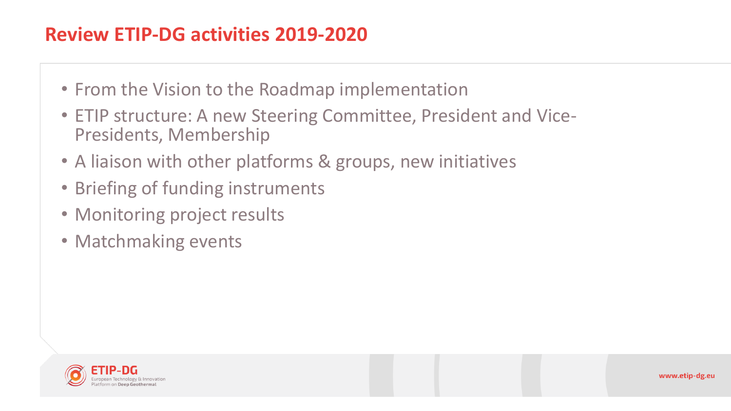# Review ETIP-DG activities 2019-2020

- From the Vision to the Roadmap implementation
- ETIP structure: A new Steering Committee, President and Vice-Presidents, Membership
- A liaison with other platforms & groups, new initiatives
- Briefing of funding instruments
- Monitoring project results
- Matchmaking events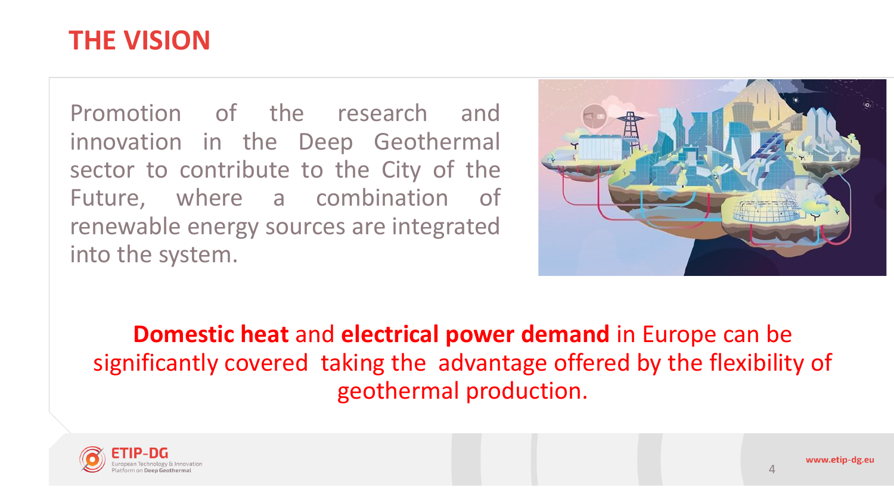# THE VISION

Promotion of the research and innovation in the Deep Geothermal sector to contribute to the City of the Future, where a combination of renewable energy sources are integrated into the system.

**Domestic heat** and **electrical power demand** in Europe can be significantly covered taking the advantage offered by the flexibility of geothermal production.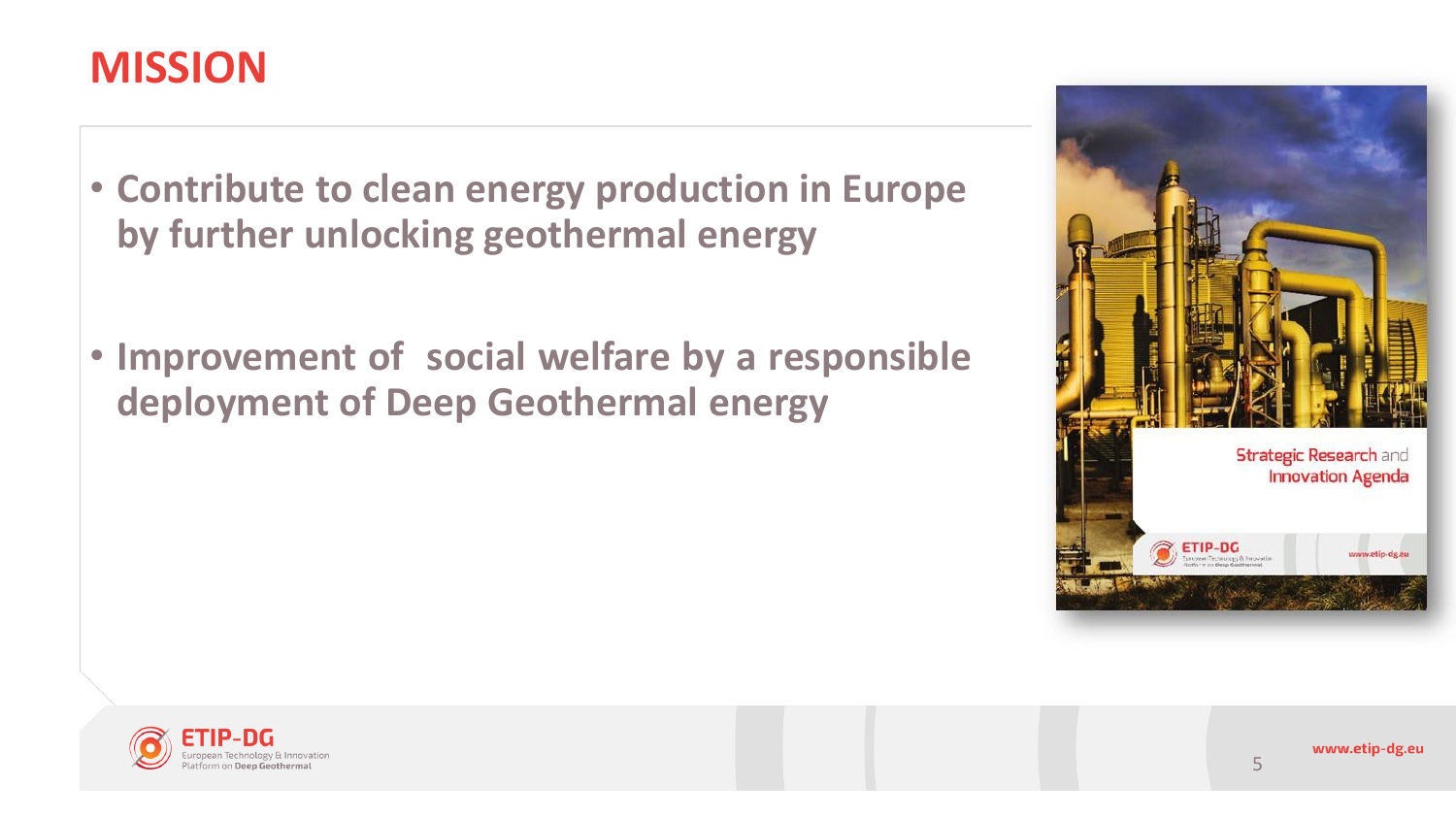# MISSION

- **Contribute to clean energy production in Europe by further unlocking geothermal energy**
- **Improvement of social welfare by a responsible deployment of Deep Geothermal energy**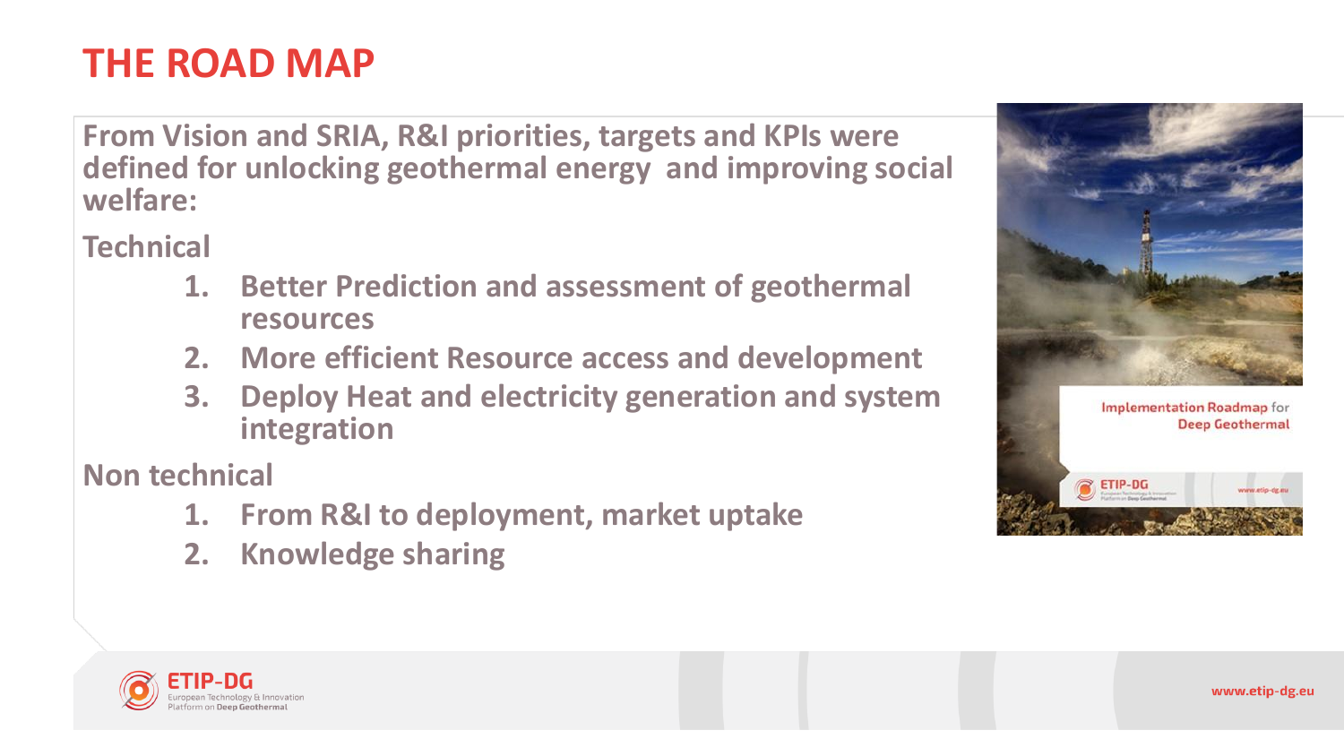# THE ROAD MAP

**From Vision and SRIA, R&I priorities, targets and KPIs were defined for unlocking geothermal energy and improving social welfare:**

**Technical**

1. **Better Prediction and assessment of geothermal resources**
2. **More efficient Resource access and development**
3. **Deploy Heat and electricity generation and system integration**

**Non technical**

1. **From R&I to deployment, market uptake**
2. **Knowledge sharing**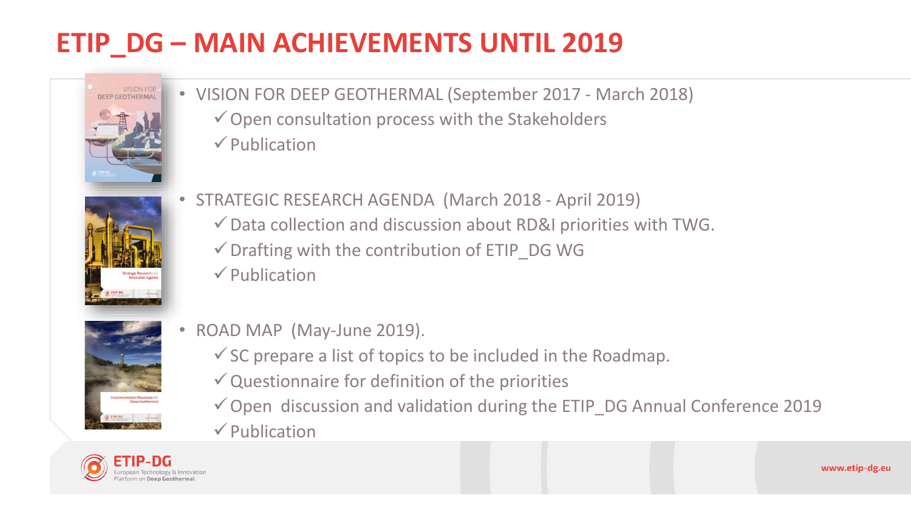# ETIP_DG – MAIN ACHIEVEMENTS UNTIL 2019

- VISION FOR DEEP GEOTHERMAL (September 2017 - March 2018)
  - ✓ Open consultation process with the Stakeholders
  - ✓ Publication
- STRATEGIC RESEARCH AGENDA (March 2018 - April 2019)
  - ✓ Data collection and discussion about RD&I priorities with TWG.
  - ✓ Drafting with the contribution of ETIP_DG WG
  - ✓ Publication
- ROAD MAP (May-June 2019).
  - ✓ SC prepare a list of topics to be included in the Roadmap.
  - ✓ Questionnaire for definition of the priorities
  - ✓ Open discussion and validation during the ETIP_DG Annual Conference 2019
  - ✓ Publication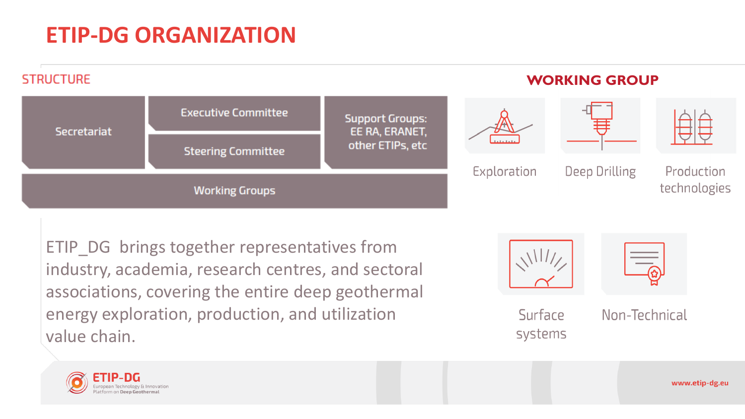# ETIP-DG ORGANIZATION

## STRUCTURE

- Secretariat
- Executive Committee
- Steering Committee
- Support Groups: EE RA, ERANET, other ETIPs, etc
- Working Groups

ETIP_DG brings together representatives from industry, academia, research centres, and sectoral associations, covering the entire deep geothermal energy exploration, production, and utilization value chain.

## WORKING GROUP

- Exploration
- Deep Drilling
- Production technologies
- Surface systems
- Non-Technical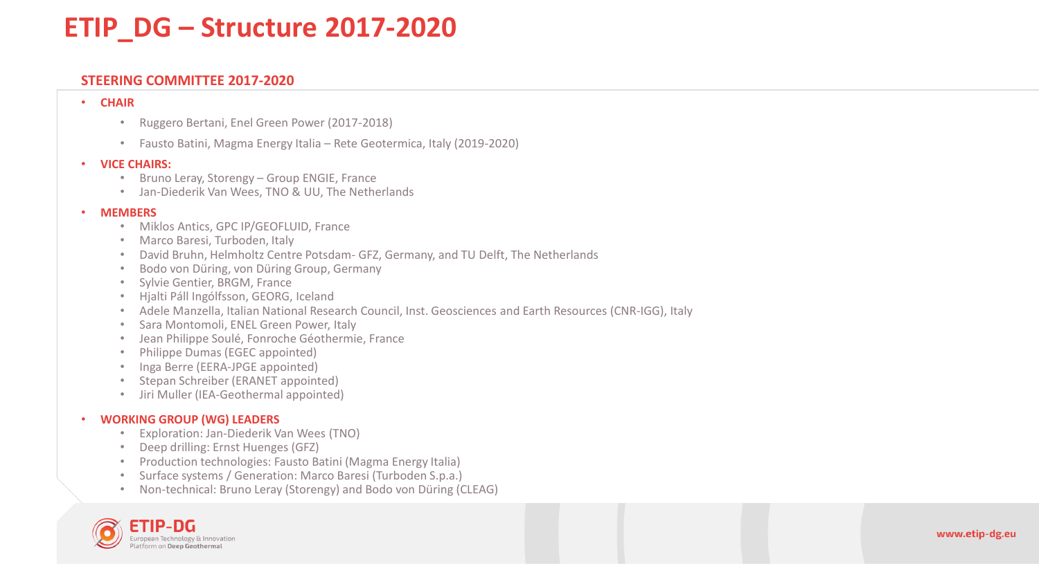# ETIP_DG – Structure 2017-2020

## STEERING COMMITTEE 2017-2020

- **CHAIR**
  - Ruggero Bertani, Enel Green Power (2017-2018)
  - Fausto Batini, Magma Energy Italia – Rete Geotermica, Italy (2019-2020)
- **VICE CHAIRS:**
  - Bruno Leray, Storengy – Group ENGIE, France
  - Jan-Diederik Van Wees, TNO & UU, The Netherlands
- **MEMBERS**
  - Miklos Antics, GPC IP/GEOFLUID, France
  - Marco Baresi, Turboden, Italy
  - David Bruhn, Helmholtz Centre Potsdam- GFZ, Germany, and TU Delft, The Netherlands
  - Bodo von Düring, von Düring Group, Germany
  - Sylvie Gentier, BRGM, France
  - Hjalti Páll Ingólfsson, GEORG, Iceland
  - Adele Manzella, Italian National Research Council, Inst. Geosciences and Earth Resources (CNR-IGG), Italy
  - Sara Montomoli, ENEL Green Power, Italy
  - Jean Philippe Soulé, Fonroche Géothermie, France
  - Philippe Dumas (EGEC appointed)
  - Inga Berre (EERA-JPGE appointed)
  - Stepan Schreiber (ERANET appointed)
  - Jiri Muller (IEA-Geothermal appointed)
- **WORKING GROUP (WG) LEADERS**
  - Exploration: Jan-Diederik Van Wees (TNO)
  - Deep drilling: Ernst Huenges (GFZ)
  - Production technologies: Fausto Batini (Magma Energy Italia)
  - Surface systems / Generation: Marco Baresi (Turboden S.p.a.)
  - Non-technical: Bruno Leray (Storengy) and Bodo von Düring (CLEAG)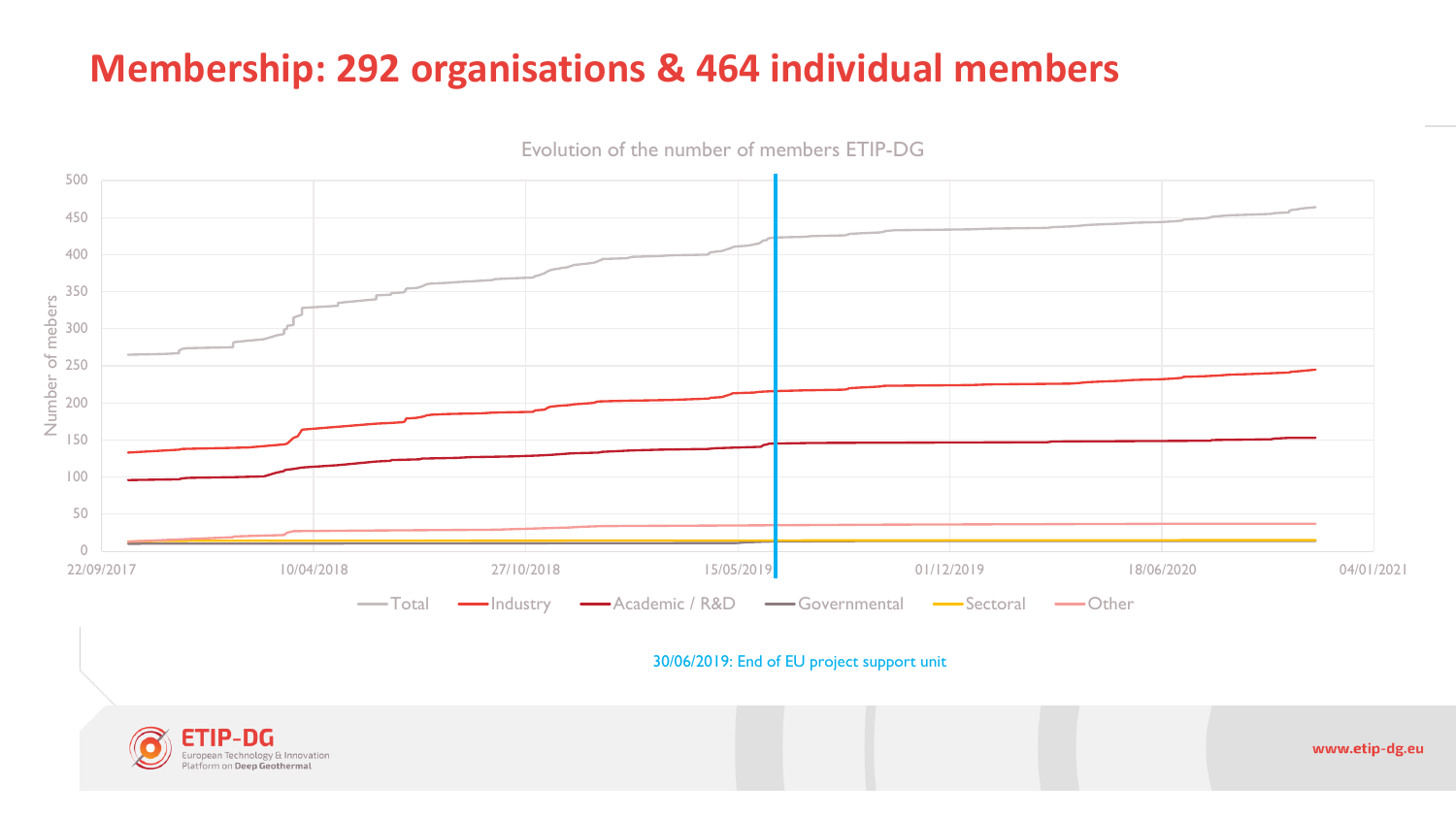# Membership: 292 organisations & 464 individual members

Evolution of the number of members ETIP-DG

Number of mebers

500
450
400
350
300
250
200
150
100
50
0

22/09/2017 | 10/04/2018 | 27/10/2018 | 15/05/2019 | 01/12/2019 | 18/06/2020 | 04/01/2021

Total | Industry | Academic / R&D | Governmental | Sectoral | Other

30/06/2019: End of EU project support unit

ETIP-DG
European Technology & Innovation Platform on Deep Geothermal

www.etip-dg.eu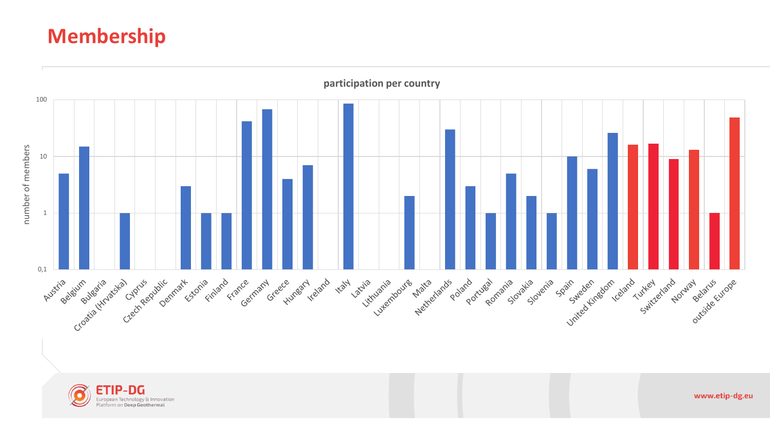# Membership

participation per country

number of members

| Country | number of members |
|---|---|
| Austria | 5 |
| Belgium | 15 |
| Bulgaria | |
| Croatia (Hrvatska) | 1 |
| Cyprus | |
| Czech Republic | |
| Denmark | 3 |
| Estonia | 1 |
| Finland | 1 |
| France | 42 |
| Germany | 68 |
| Greece | 4 |
| Hungary | 7 |
| Ireland | |
| Italy | 86 |
| Latvia | |
| Lithuania | |
| Luxembourg | 2 |
| Malta | |
| Netherlands | 30 |
| Poland | 3 |
| Portugal | 1 |
| Romania | 5 |
| Slovakia | 2 |
| Slovenia | 1 |
| Spain | 10 |
| Sweden | 6 |
| United Kingdom | 26 |
| Iceland | 16 |
| Turkey | 17 |
| Switzerland | 9 |
| Norway | 13 |
| Belarus | 1 |
| outside Europe | 48 |

www.etip-dg.eu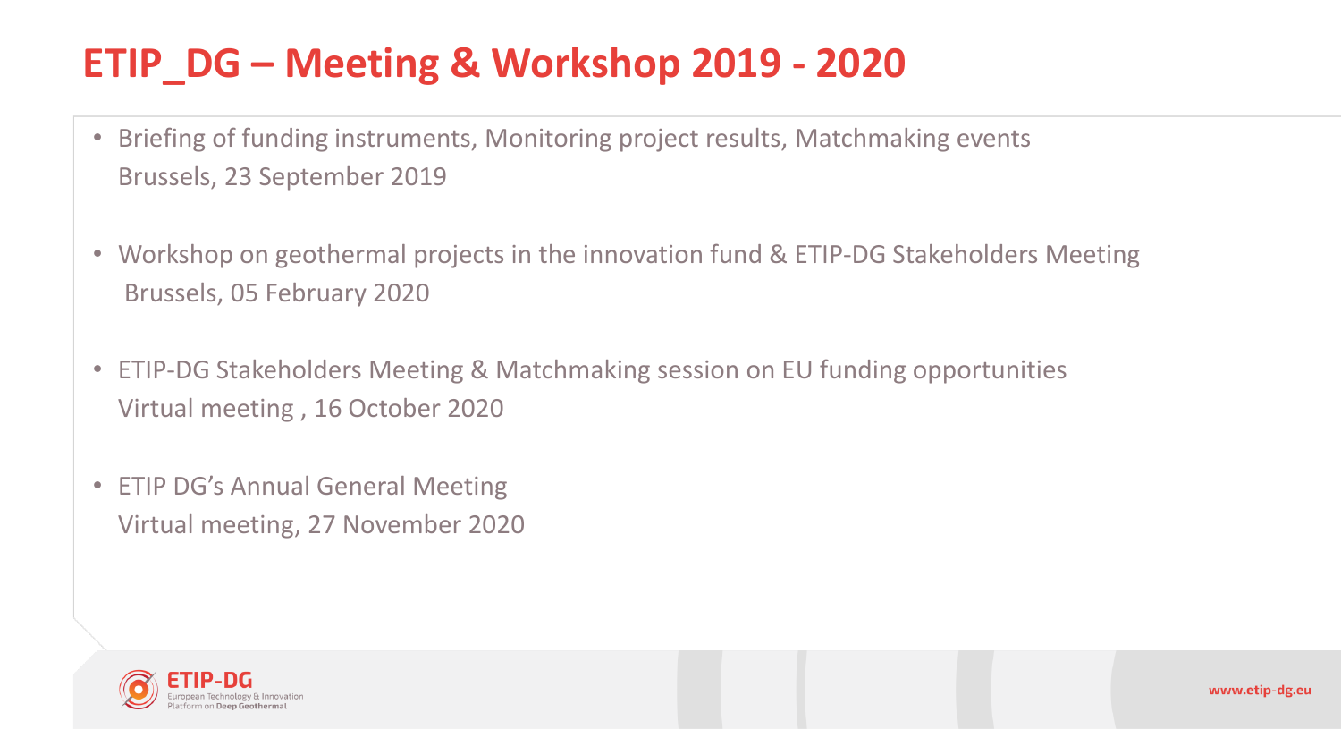# ETIP_DG – Meeting & Workshop 2019 - 2020

- Briefing of funding instruments, Monitoring project results, Matchmaking events
  Brussels, 23 September 2019
- Workshop on geothermal projects in the innovation fund & ETIP-DG Stakeholders Meeting
  Brussels, 05 February 2020
- ETIP-DG Stakeholders Meeting & Matchmaking session on EU funding opportunities
  Virtual meeting , 16 October 2020
- ETIP DG's Annual General Meeting
  Virtual meeting, 27 November 2020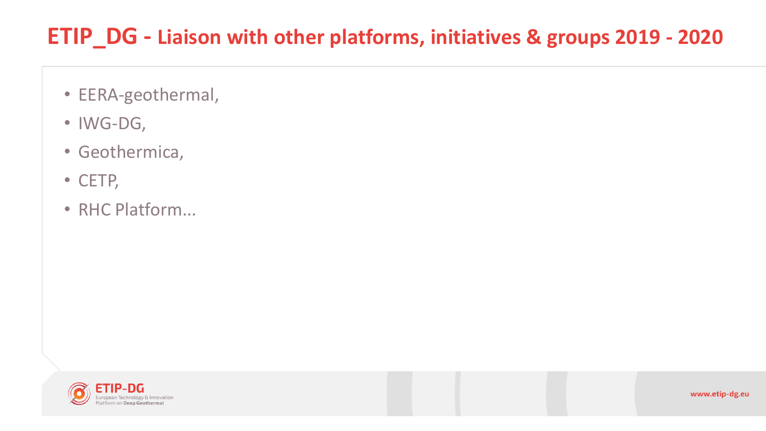# ETIP_DG - Liaison with other platforms, initiatives & groups 2019 - 2020

- EERA-geothermal,
- IWG-DG,
- Geothermica,
- CETP,
- RHC Platform...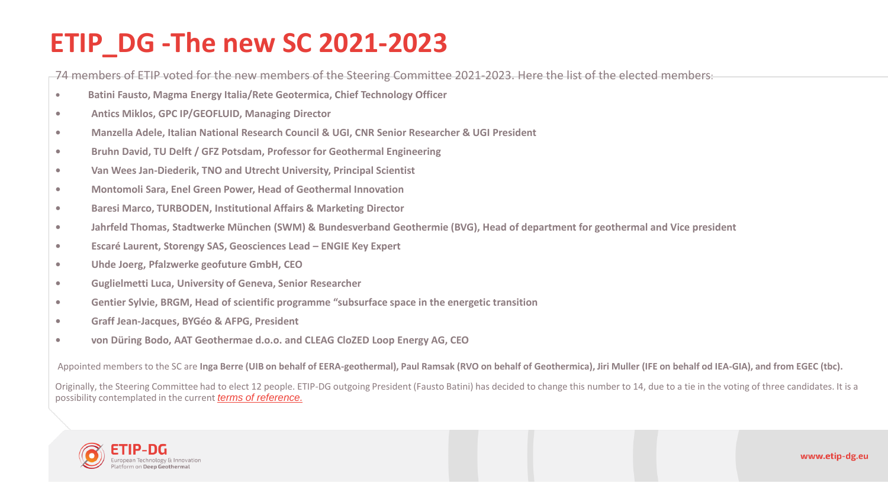# ETIP_DG -The new SC 2021-2023

74 members of ETIP voted for the new members of the Steering Committee 2021-2023. Here the list of the elected members:

- **Batini Fausto, Magma Energy Italia/Rete Geotermica, Chief Technology Officer**
- **Antics Miklos, GPC IP/GEOFLUID, Managing Director**
- **Manzella Adele, Italian National Research Council & UGI, CNR Senior Researcher & UGI President**
- **Bruhn David, TU Delft / GFZ Potsdam, Professor for Geothermal Engineering**
- **Van Wees Jan-Diederik, TNO and Utrecht University, Principal Scientist**
- **Montomoli Sara, Enel Green Power, Head of Geothermal Innovation**
- **Baresi Marco, TURBODEN, Institutional Affairs & Marketing Director**
- **Jahrfeld Thomas, Stadtwerke München (SWM) & Bundesverband Geothermie (BVG), Head of department for geothermal and Vice president**
- **Escaré Laurent, Storengy SAS, Geosciences Lead – ENGIE Key Expert**
- **Uhde Joerg, Pfalzwerke geofuture GmbH, CEO**
- **Guglielmetti Luca, University of Geneva, Senior Researcher**
- **Gentier Sylvie, BRGM, Head of scientific programme “subsurface space in the energetic transition**
- **Graff Jean-Jacques, BYGéo & AFPG, President**
- **von Düring Bodo, AAT Geothermae d.o.o. and CLEAG CloZED Loop Energy AG, CEO**

Appointed members to the SC are **Inga Berre (UIB on behalf of EERA-geothermal), Paul Ramsak (RVO on behalf of Geothermica), Jiri Muller (IFE on behalf od IEA-GIA), and from EGEC (tbc).**

Originally, the Steering Committee had to elect 12 people. ETIP-DG outgoing President (Fausto Batini) has decided to change this number to 14, due to a tie in the voting of three candidates. It is a possibility contemplated in the current *terms of reference.*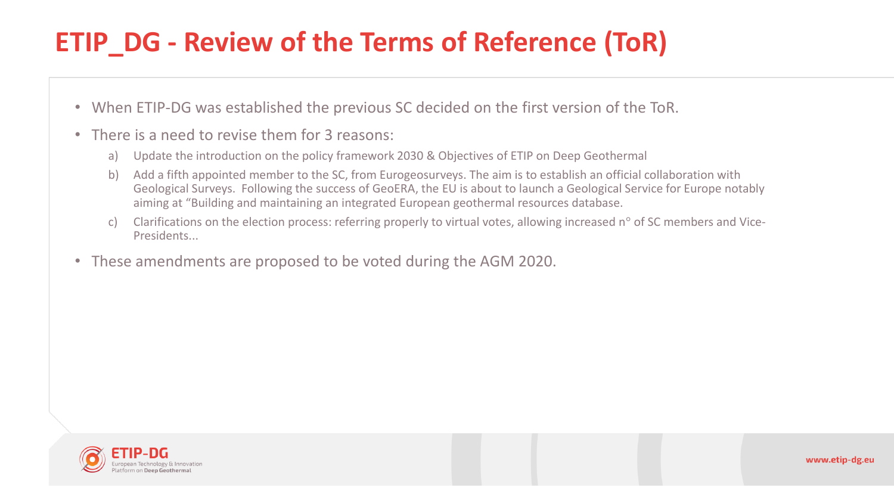# ETIP_DG - Review of the Terms of Reference (ToR)

- When ETIP-DG was established the previous SC decided on the first version of the ToR.
- There is a need to revise them for 3 reasons:
  a) Update the introduction on the policy framework 2030 & Objectives of ETIP on Deep Geothermal
  b) Add a fifth appointed member to the SC, from Eurogeosurveys. The aim is to establish an official collaboration with Geological Surveys. Following the success of GeoERA, the EU is about to launch a Geological Service for Europe notably aiming at "Building and maintaining an integrated European geothermal resources database.
  c) Clarifications on the election process: referring properly to virtual votes, allowing increased n° of SC members and Vice-Presidents...
- These amendments are proposed to be voted during the AGM 2020.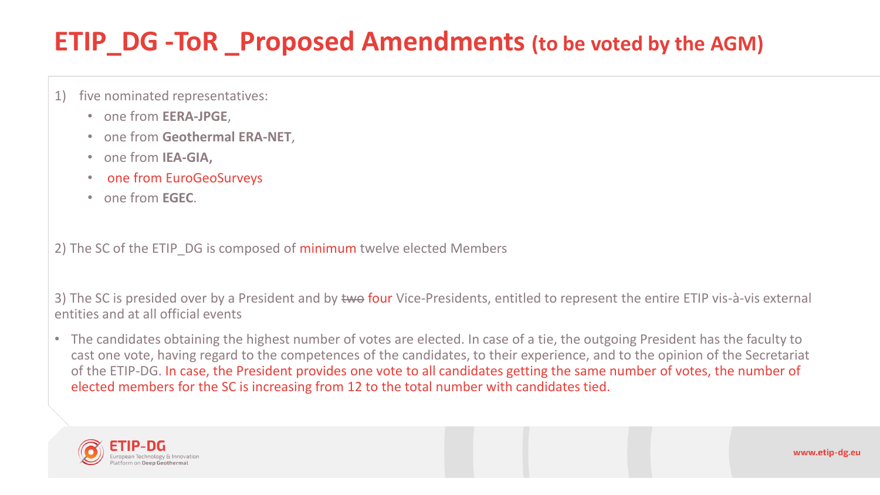# ETIP_DG -ToR _Proposed Amendments (to be voted by the AGM)

1) five nominated representatives:
   - one from **EERA-JPGE**,
   - one from **Geothermal ERA-NET**,
   - one from **IEA-GIA,**
   - one from EuroGeoSurveys
   - one from **EGEC**.

2) The SC of the ETIP_DG is composed of minimum twelve elected Members

3) The SC is presided over by a President and by ~~two~~ four Vice-Presidents, entitled to represent the entire ETIP vis-à-vis external entities and at all official events

- The candidates obtaining the highest number of votes are elected. In case of a tie, the outgoing President has the faculty to cast one vote, having regard to the competences of the candidates, to their experience, and to the opinion of the Secretariat of the ETIP-DG. In case, the President provides one vote to all candidates getting the same number of votes, the number of elected members for the SC is increasing from 12 to the total number with candidates tied.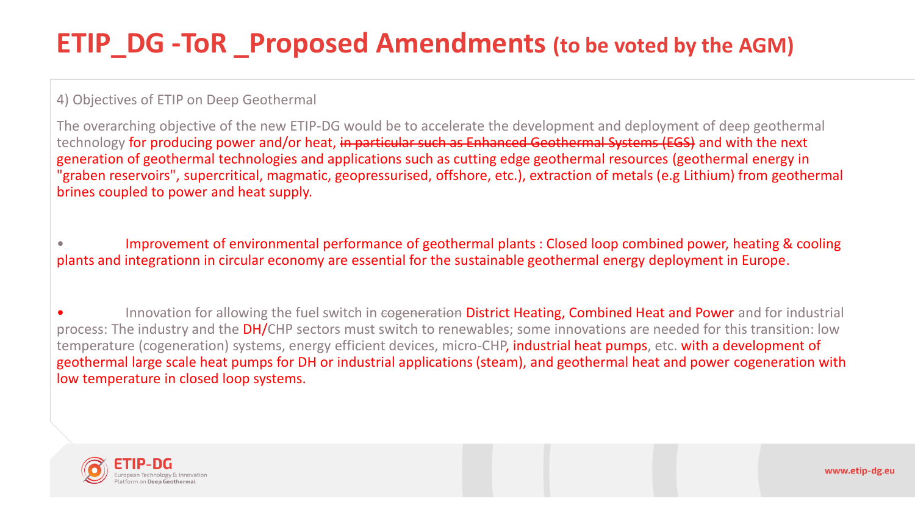# ETIP_DG -ToR _Proposed Amendments (to be voted by the AGM)

4) Objectives of ETIP on Deep Geothermal

The overarching objective of the new ETIP-DG would be to accelerate the development and deployment of deep geothermal technology for producing power and/or heat, ~~in particular such as Enhanced Geothermal Systems (EGS)~~ and with the next generation of geothermal technologies and applications such as cutting edge geothermal resources (geothermal energy in "graben reservoirs", supercritical, magmatic, geopressurised, offshore, etc.), extraction of metals (e.g Lithium) from geothermal brines coupled to power and heat supply.

- Improvement of environmental performance of geothermal plants : Closed loop combined power, heating & cooling plants and integrationn in circular economy are essential for the sustainable geothermal energy deployment in Europe.

- Innovation for allowing the fuel switch in ~~cogeneration~~ District Heating, Combined Heat and Power and for industrial process: The industry and the DH/CHP sectors must switch to renewables; some innovations are needed for this transition: low temperature (cogeneration) systems, energy efficient devices, micro-CHP, industrial heat pumps, etc. with a development of geothermal large scale heat pumps for DH or industrial applications (steam), and geothermal heat and power cogeneration with low temperature in closed loop systems.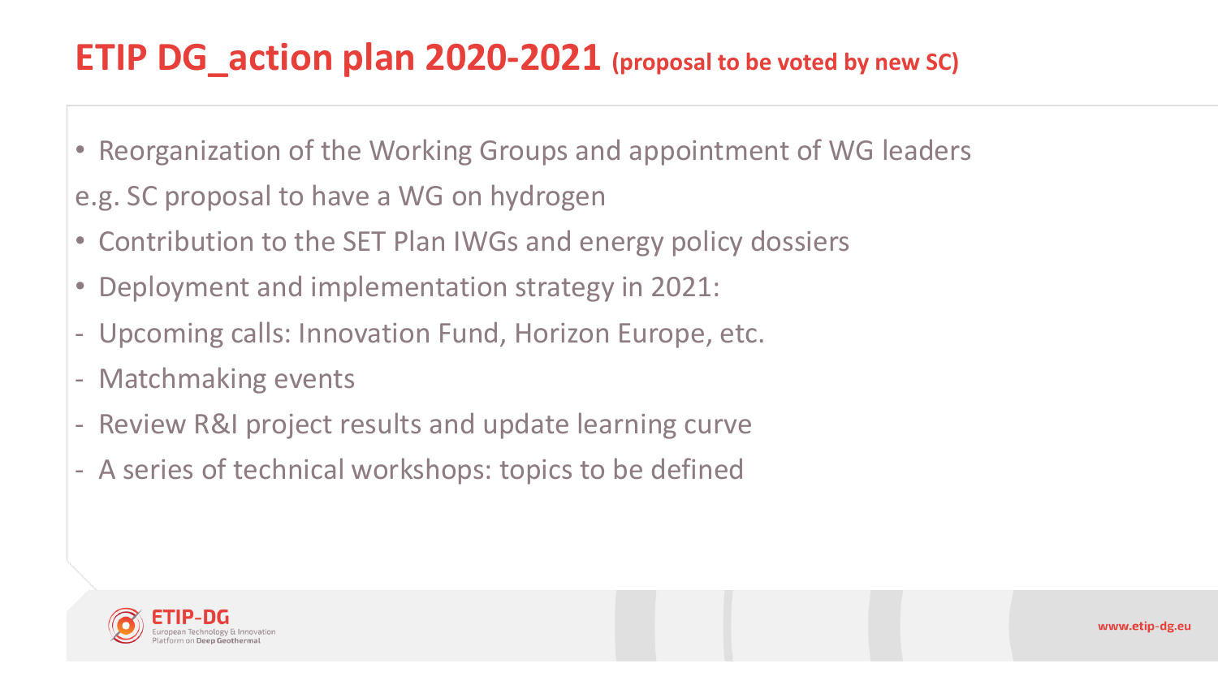# ETIP DG_action plan 2020-2021 (proposal to be voted by new SC)

- Reorganization of the Working Groups and appointment of WG leaders

e.g. SC proposal to have a WG on hydrogen

- Contribution to the SET Plan IWGs and energy policy dossiers
- Deployment and implementation strategy in 2021:

- Upcoming calls: Innovation Fund, Horizon Europe, etc.
- Matchmaking events
- Review R&I project results and update learning curve
- A series of technical workshops: topics to be defined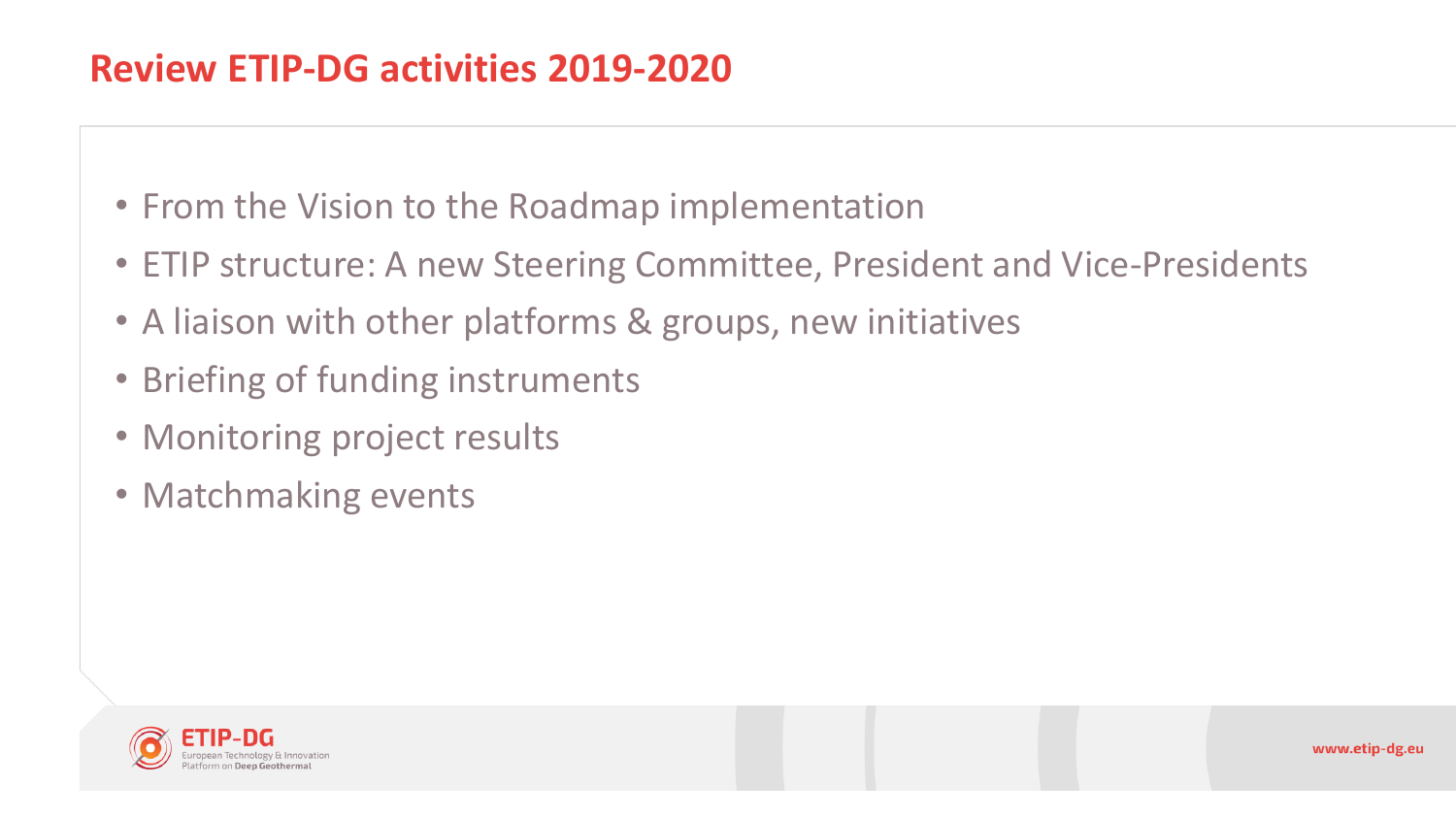# Review ETIP-DG activities 2019-2020

- From the Vision to the Roadmap implementation
- ETIP structure: A new Steering Committee, President and Vice-Presidents
- A liaison with other platforms & groups, new initiatives
- Briefing of funding instruments
- Monitoring project results
- Matchmaking events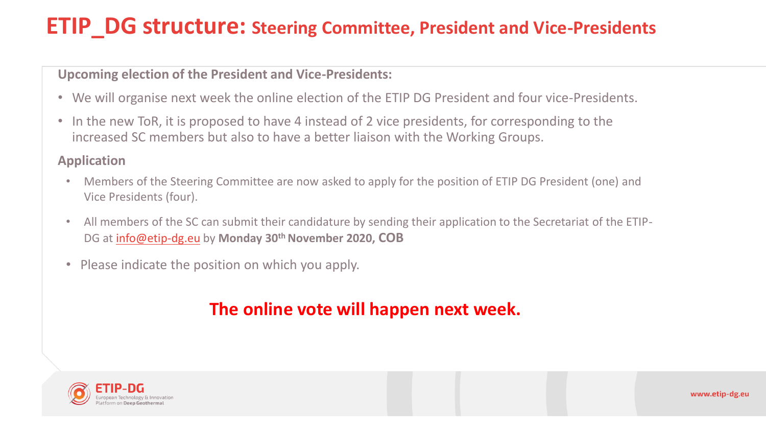# ETIP_DG structure: Steering Committee, President and Vice-Presidents

**Upcoming election of the President and Vice-Presidents:**

- We will organise next week the online election of the ETIP DG President and four vice-Presidents.
- In the new ToR, it is proposed to have 4 instead of 2 vice presidents, for corresponding to the increased SC members but also to have a better liaison with the Working Groups.

**Application**

- Members of the Steering Committee are now asked to apply for the position of ETIP DG President (one) and Vice Presidents (four).
- All members of the SC can submit their candidature by sending their application to the Secretariat of the ETIP-DG at info@etip-dg.eu by **Monday 30th November 2020, COB**
- Please indicate the position on which you apply.

**The online vote will happen next week.**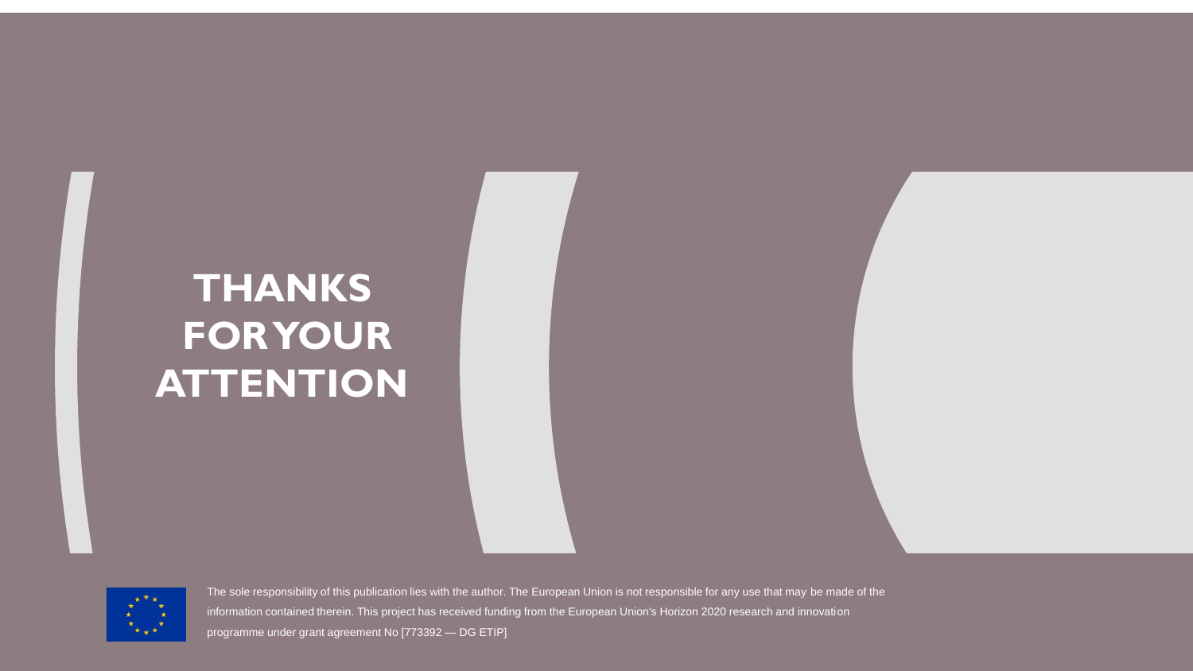# THANKS FOR YOUR ATTENTION

The sole responsibility of this publication lies with the author. The European Union is not responsible for any use that may be made of the information contained therein. This project has received funding from the European Union's Horizon 2020 research and innovation programme under grant agreement No [773392 — DG ETIP]